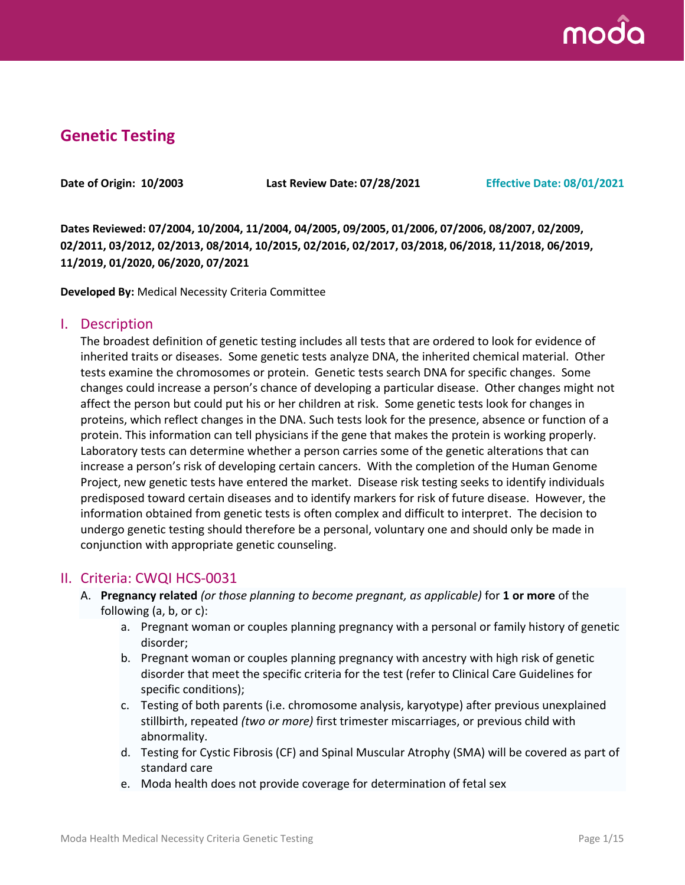# Genetic Testing

**Date of Origin: 10/2003** **Last Review Date: 07/28/2021** **Effective Date: 08/01/2021**

**Dates Reviewed: 07/2004, 10/2004, 11/2004, 04/2005, 09/2005, 01/2006, 07/2006, 08/2007, 02/2009, 02/2011, 03/2012, 02/2013, 08/2014, 10/2015, 02/2016, 02/2017, 03/2018, 06/2018, 11/2018, 06/2019, 11/2019, 01/2020, 06/2020, 07/2021**

**Developed By:** Medical Necessity Criteria Committee

## I. Description

The broadest definition of genetic testing includes all tests that are ordered to look for evidence of inherited traits or diseases. Some genetic tests analyze DNA, the inherited chemical material. Other tests examine the chromosomes or protein. Genetic tests search DNA for specific changes. Some changes could increase a person's chance of developing a particular disease. Other changes might not affect the person but could put his or her children at risk. Some genetic tests look for changes in proteins, which reflect changes in the DNA. Such tests look for the presence, absence or function of a protein. This information can tell physicians if the gene that makes the protein is working properly. Laboratory tests can determine whether a person carries some of the genetic alterations that can increase a person's risk of developing certain cancers. With the completion of the Human Genome Project, new genetic tests have entered the market. Disease risk testing seeks to identify individuals predisposed toward certain diseases and to identify markers for risk of future disease. However, the information obtained from genetic tests is often complex and difficult to interpret. The decision to undergo genetic testing should therefore be a personal, voluntary one and should only be made in conjunction with appropriate genetic counseling.

## II. Criteria: CWQI HCS-0031

A. **Pregnancy related** *(or those planning to become pregnant, as applicable)* for **1 or more** of the following (a, b, or c):

   a. Pregnant woman or couples planning pregnancy with a personal or family history of genetic disorder;
   b. Pregnant woman or couples planning pregnancy with ancestry with high risk of genetic disorder that meet the specific criteria for the test (refer to Clinical Care Guidelines for specific conditions);
   c. Testing of both parents (i.e. chromosome analysis, karyotype) after previous unexplained stillbirth, repeated *(two or more)* first trimester miscarriages, or previous child with abnormality.
   d. Testing for Cystic Fibrosis (CF) and Spinal Muscular Atrophy (SMA) will be covered as part of standard care
   e. Moda health does not provide coverage for determination of fetal sex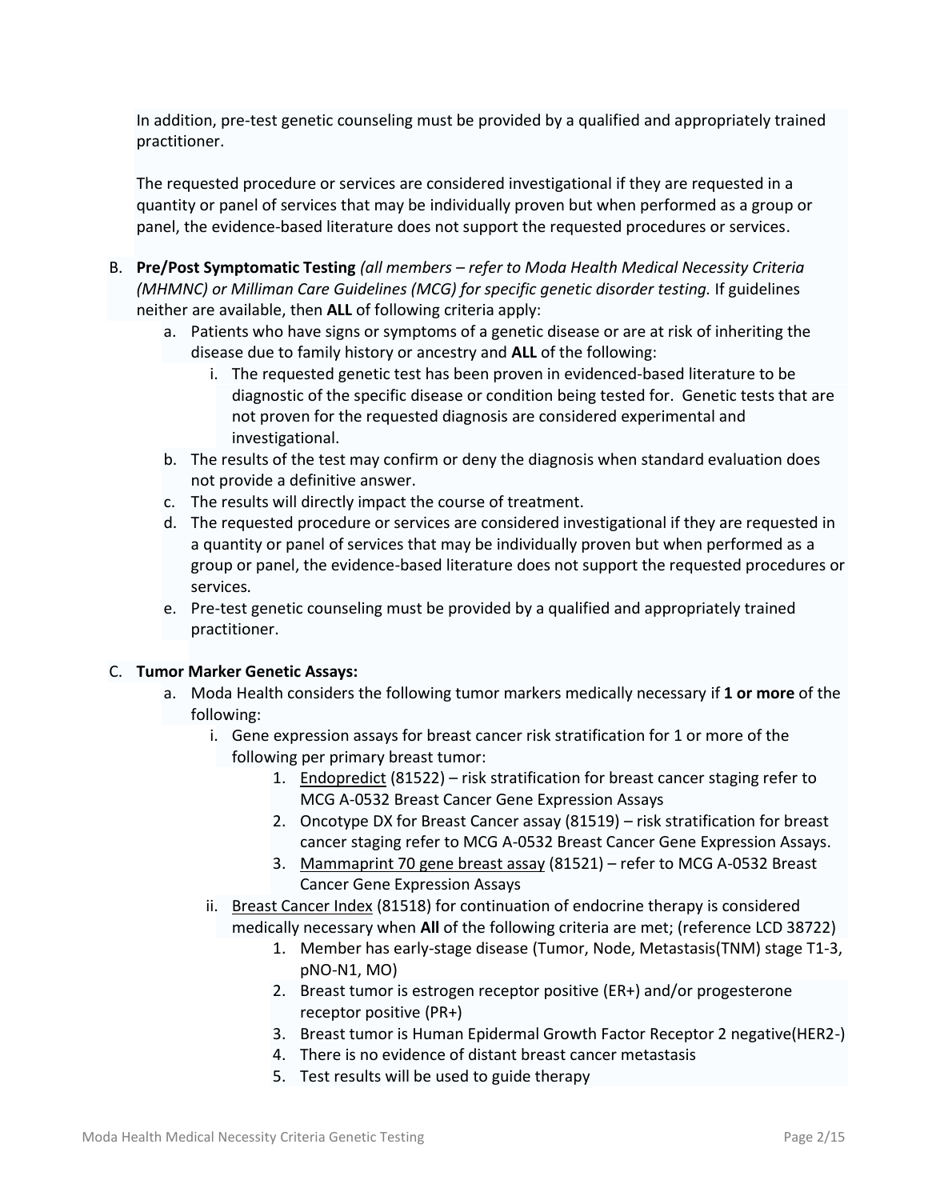In addition, pre-test genetic counseling must be provided by a qualified and appropriately trained practitioner.

The requested procedure or services are considered investigational if they are requested in a quantity or panel of services that may be individually proven but when performed as a group or panel, the evidence-based literature does not support the requested procedures or services.

B. **Pre/Post Symptomatic Testing** *(all members – refer to Moda Health Medical Necessity Criteria (MHMNC) or Milliman Care Guidelines (MCG) for specific genetic disorder testing.* If guidelines neither are available, then **ALL** of following criteria apply:
   a. Patients who have signs or symptoms of a genetic disease or are at risk of inheriting the disease due to family history or ancestry and **ALL** of the following:
      i. The requested genetic test has been proven in evidenced-based literature to be diagnostic of the specific disease or condition being tested for. Genetic tests that are not proven for the requested diagnosis are considered experimental and investigational.
   b. The results of the test may confirm or deny the diagnosis when standard evaluation does not provide a definitive answer.
   c. The results will directly impact the course of treatment.
   d. The requested procedure or services are considered investigational if they are requested in a quantity or panel of services that may be individually proven but when performed as a group or panel, the evidence-based literature does not support the requested procedures or services*.*
   e. Pre-test genetic counseling must be provided by a qualified and appropriately trained practitioner.

C. **Tumor Marker Genetic Assays:**
   a. Moda Health considers the following tumor markers medically necessary if **1 or more** of the following:
      i. Gene expression assays for breast cancer risk stratification for 1 or more of the following per primary breast tumor:
         1. <u>Endopredict</u> (81522) – risk stratification for breast cancer staging refer to MCG A-0532 Breast Cancer Gene Expression Assays
         2. Oncotype DX for Breast Cancer assay (81519) – risk stratification for breast cancer staging refer to MCG A-0532 Breast Cancer Gene Expression Assays.
         3. <u>Mammaprint 70 gene breast assay</u> (81521) – refer to MCG A-0532 Breast Cancer Gene Expression Assays
      ii. <u>Breast Cancer Index</u> (81518) for continuation of endocrine therapy is considered medically necessary when **All** of the following criteria are met; (reference LCD 38722)
         1. Member has early-stage disease (Tumor, Node, Metastasis(TNM) stage T1-3, pNO-N1, MO)
         2. Breast tumor is estrogen receptor positive (ER+) and/or progesterone receptor positive (PR+)
         3. Breast tumor is Human Epidermal Growth Factor Receptor 2 negative(HER2-)
         4. There is no evidence of distant breast cancer metastasis
         5. Test results will be used to guide therapy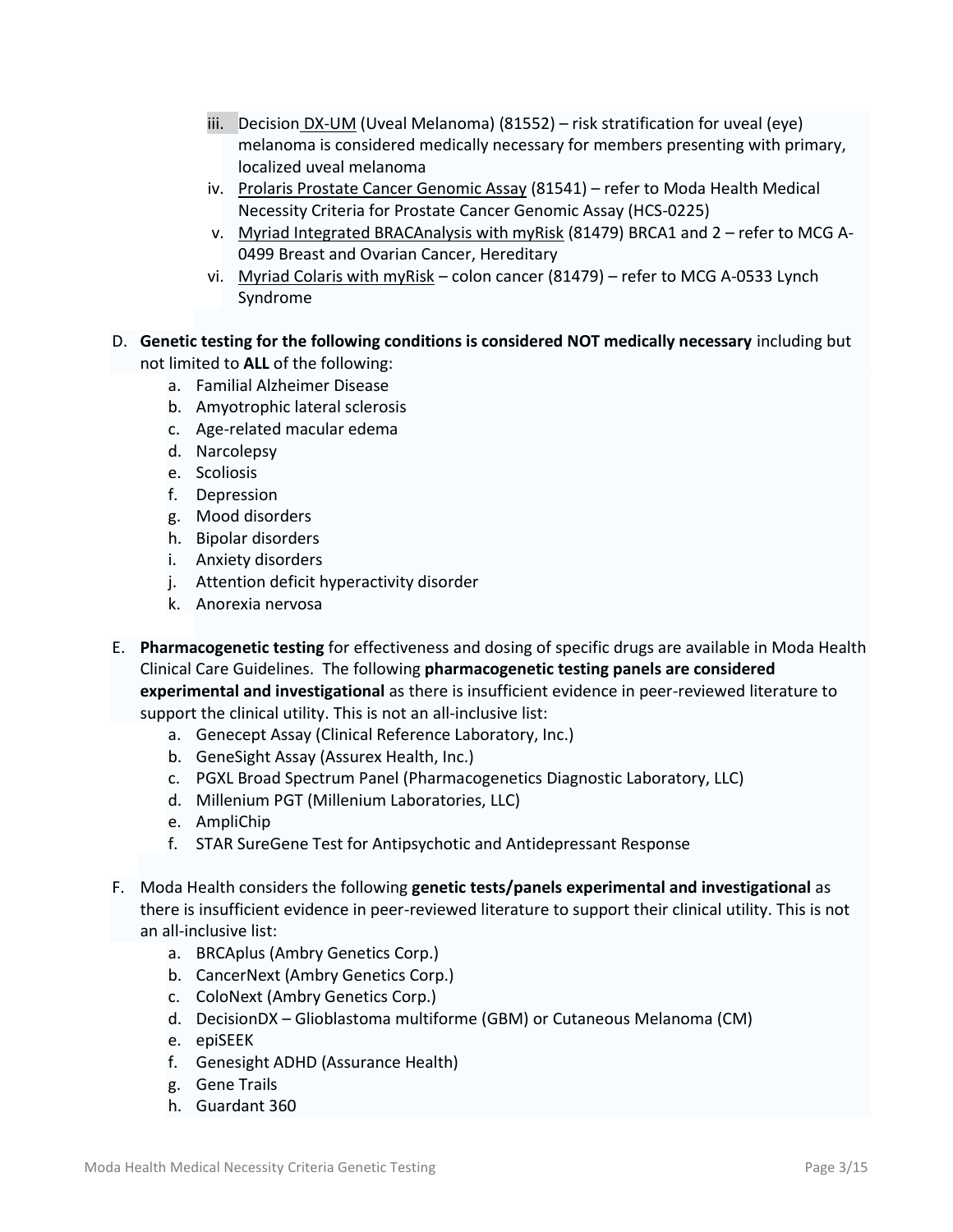iii. Decision DX-UM (Uveal Melanoma) (81552) – risk stratification for uveal (eye) melanoma is considered medically necessary for members presenting with primary, localized uveal melanoma
iv. Prolaris Prostate Cancer Genomic Assay (81541) – refer to Moda Health Medical Necessity Criteria for Prostate Cancer Genomic Assay (HCS-0225)
v. Myriad Integrated BRACAnalysis with myRisk (81479) BRCA1 and 2 – refer to MCG A-0499 Breast and Ovarian Cancer, Hereditary
vi. Myriad Colaris with myRisk – colon cancer (81479) – refer to MCG A-0533 Lynch Syndrome

D. **Genetic testing for the following conditions is considered NOT medically necessary** including but not limited to **ALL** of the following:
   a. Familial Alzheimer Disease
   b. Amyotrophic lateral sclerosis
   c. Age-related macular edema
   d. Narcolepsy
   e. Scoliosis
   f. Depression
   g. Mood disorders
   h. Bipolar disorders
   i. Anxiety disorders
   j. Attention deficit hyperactivity disorder
   k. Anorexia nervosa

E. **Pharmacogenetic testing** for effectiveness and dosing of specific drugs are available in Moda Health Clinical Care Guidelines. The following **pharmacogenetic testing panels are considered experimental and investigational** as there is insufficient evidence in peer-reviewed literature to support the clinical utility. This is not an all-inclusive list:
   a. Genecept Assay (Clinical Reference Laboratory, Inc.)
   b. GeneSight Assay (Assurex Health, Inc.)
   c. PGXL Broad Spectrum Panel (Pharmacogenetics Diagnostic Laboratory, LLC)
   d. Millenium PGT (Millenium Laboratories, LLC)
   e. AmpliChip
   f. STAR SureGene Test for Antipsychotic and Antidepressant Response

F. Moda Health considers the following **genetic tests/panels experimental and investigational** as there is insufficient evidence in peer-reviewed literature to support their clinical utility. This is not an all-inclusive list:
   a. BRCAplus (Ambry Genetics Corp.)
   b. CancerNext (Ambry Genetics Corp.)
   c. ColoNext (Ambry Genetics Corp.)
   d. DecisionDX – Glioblastoma multiforme (GBM) or Cutaneous Melanoma (CM)
   e. epiSEEK
   f. Genesight ADHD (Assurance Health)
   g. Gene Trails
   h. Guardant 360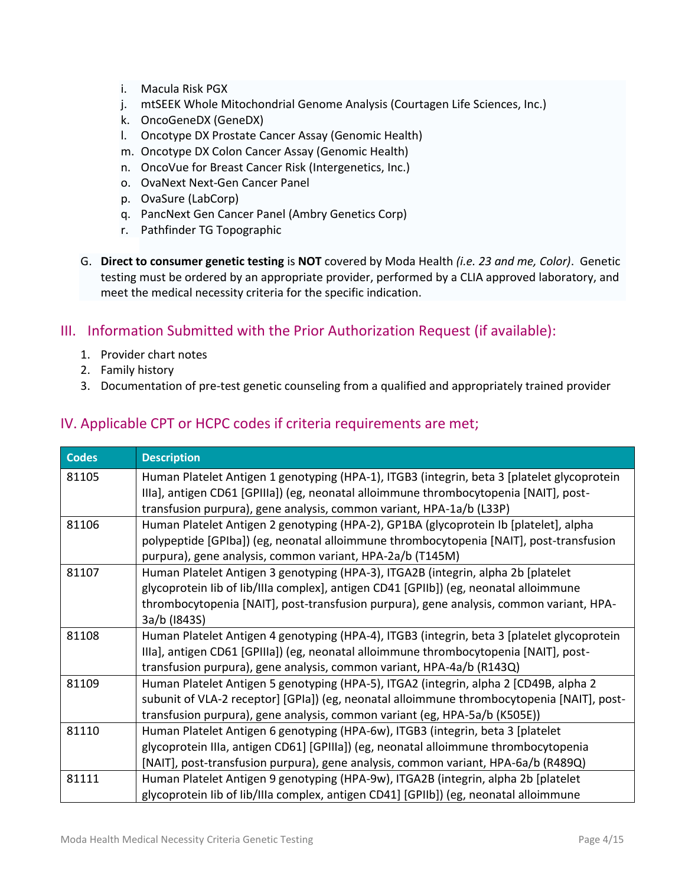i. Macula Risk PGX
j. mtSEEK Whole Mitochondrial Genome Analysis (Courtagen Life Sciences, Inc.)
k. OncoGeneDX (GeneDX)
l. Oncotype DX Prostate Cancer Assay (Genomic Health)
m. Oncotype DX Colon Cancer Assay (Genomic Health)
n. OncoVue for Breast Cancer Risk (Intergenetics, Inc.)
o. OvaNext Next-Gen Cancer Panel
p. OvaSure (LabCorp)
q. PancNext Gen Cancer Panel (Ambry Genetics Corp)
r. Pathfinder TG Topographic

G. **Direct to consumer genetic testing** is **NOT** covered by Moda Health *(i.e. 23 and me, Color)*. Genetic testing must be ordered by an appropriate provider, performed by a CLIA approved laboratory, and meet the medical necessity criteria for the specific indication.

## III. Information Submitted with the Prior Authorization Request (if available):

1. Provider chart notes
2. Family history
3. Documentation of pre-test genetic counseling from a qualified and appropriately trained provider

## IV. Applicable CPT or HCPC codes if criteria requirements are met;

| Codes | Description |
|---|---|
| 81105 | Human Platelet Antigen 1 genotyping (HPA-1), ITGB3 (integrin, beta 3 [platelet glycoprotein IIIa], antigen CD61 [GPIIIa]) (eg, neonatal alloimmune thrombocytopenia [NAIT], post-transfusion purpura), gene analysis, common variant, HPA-1a/b (L33P) |
| 81106 | Human Platelet Antigen 2 genotyping (HPA-2), GP1BA (glycoprotein Ib [platelet], alpha polypeptide [GPIba]) (eg, neonatal alloimmune thrombocytopenia [NAIT], post-transfusion purpura), gene analysis, common variant, HPA-2a/b (T145M) |
| 81107 | Human Platelet Antigen 3 genotyping (HPA-3), ITGA2B (integrin, alpha 2b [platelet glycoprotein IIb of IIb/IIIa complex], antigen CD41 [GPIIb]) (eg, neonatal alloimmune thrombocytopenia [NAIT], post-transfusion purpura), gene analysis, common variant, HPA-3a/b (I843S) |
| 81108 | Human Platelet Antigen 4 genotyping (HPA-4), ITGB3 (integrin, beta 3 [platelet glycoprotein IIIa], antigen CD61 [GPIIIa]) (eg, neonatal alloimmune thrombocytopenia [NAIT], post-transfusion purpura), gene analysis, common variant, HPA-4a/b (R143Q) |
| 81109 | Human Platelet Antigen 5 genotyping (HPA-5), ITGA2 (integrin, alpha 2 [CD49B, alpha 2 subunit of VLA-2 receptor] [GPIa]) (eg, neonatal alloimmune thrombocytopenia [NAIT], post-transfusion purpura), gene analysis, common variant (eg, HPA-5a/b (K505E)) |
| 81110 | Human Platelet Antigen 6 genotyping (HPA-6w), ITGB3 (integrin, beta 3 [platelet glycoprotein IIIa, antigen CD61] [GPIIIa]) (eg, neonatal alloimmune thrombocytopenia [NAIT], post-transfusion purpura), gene analysis, common variant, HPA-6a/b (R489Q) |
| 81111 | Human Platelet Antigen 9 genotyping (HPA-9w), ITGA2B (integrin, alpha 2b [platelet glycoprotein IIb of IIb/IIIa complex, antigen CD41] [GPIIb]) (eg, neonatal alloimmune |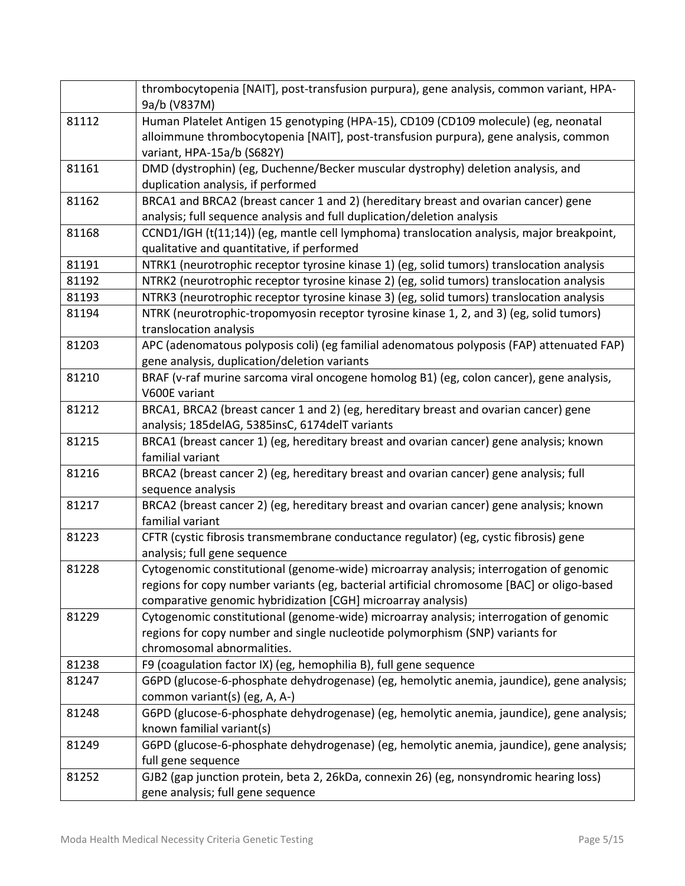| | |
|---|---|
| | thrombocytopenia [NAIT], post-transfusion purpura), gene analysis, common variant, HPA-9a/b (V837M) |
| 81112 | Human Platelet Antigen 15 genotyping (HPA-15), CD109 (CD109 molecule) (eg, neonatal alloimmune thrombocytopenia [NAIT], post-transfusion purpura), gene analysis, common variant, HPA-15a/b (S682Y) |
| 81161 | DMD (dystrophin) (eg, Duchenne/Becker muscular dystrophy) deletion analysis, and duplication analysis, if performed |
| 81162 | BRCA1 and BRCA2 (breast cancer 1 and 2) (hereditary breast and ovarian cancer) gene analysis; full sequence analysis and full duplication/deletion analysis |
| 81168 | CCND1/IGH (t(11;14)) (eg, mantle cell lymphoma) translocation analysis, major breakpoint, qualitative and quantitative, if performed |
| 81191 | NTRK1 (neurotrophic receptor tyrosine kinase 1) (eg, solid tumors) translocation analysis |
| 81192 | NTRK2 (neurotrophic receptor tyrosine kinase 2) (eg, solid tumors) translocation analysis |
| 81193 | NTRK3 (neurotrophic receptor tyrosine kinase 3) (eg, solid tumors) translocation analysis |
| 81194 | NTRK (neurotrophic-tropomyosin receptor tyrosine kinase 1, 2, and 3) (eg, solid tumors) translocation analysis |
| 81203 | APC (adenomatous polyposis coli) (eg familial adenomatous polyposis (FAP) attenuated FAP) gene analysis, duplication/deletion variants |
| 81210 | BRAF (v-raf murine sarcoma viral oncogene homolog B1) (eg, colon cancer), gene analysis, V600E variant |
| 81212 | BRCA1, BRCA2 (breast cancer 1 and 2) (eg, hereditary breast and ovarian cancer) gene analysis; 185delAG, 5385insC, 6174delT variants |
| 81215 | BRCA1 (breast cancer 1) (eg, hereditary breast and ovarian cancer) gene analysis; known familial variant |
| 81216 | BRCA2 (breast cancer 2) (eg, hereditary breast and ovarian cancer) gene analysis; full sequence analysis |
| 81217 | BRCA2 (breast cancer 2) (eg, hereditary breast and ovarian cancer) gene analysis; known familial variant |
| 81223 | CFTR (cystic fibrosis transmembrane conductance regulator) (eg, cystic fibrosis) gene analysis; full gene sequence |
| 81228 | Cytogenomic constitutional (genome-wide) microarray analysis; interrogation of genomic regions for copy number variants (eg, bacterial artificial chromosome [BAC] or oligo-based comparative genomic hybridization [CGH] microarray analysis) |
| 81229 | Cytogenomic constitutional (genome-wide) microarray analysis; interrogation of genomic regions for copy number and single nucleotide polymorphism (SNP) variants for chromosomal abnormalities. |
| 81238 | F9 (coagulation factor IX) (eg, hemophilia B), full gene sequence |
| 81247 | G6PD (glucose-6-phosphate dehydrogenase) (eg, hemolytic anemia, jaundice), gene analysis; common variant(s) (eg, A, A-) |
| 81248 | G6PD (glucose-6-phosphate dehydrogenase) (eg, hemolytic anemia, jaundice), gene analysis; known familial variant(s) |
| 81249 | G6PD (glucose-6-phosphate dehydrogenase) (eg, hemolytic anemia, jaundice), gene analysis; full gene sequence |
| 81252 | GJB2 (gap junction protein, beta 2, 26kDa, connexin 26) (eg, nonsyndromic hearing loss) gene analysis; full gene sequence |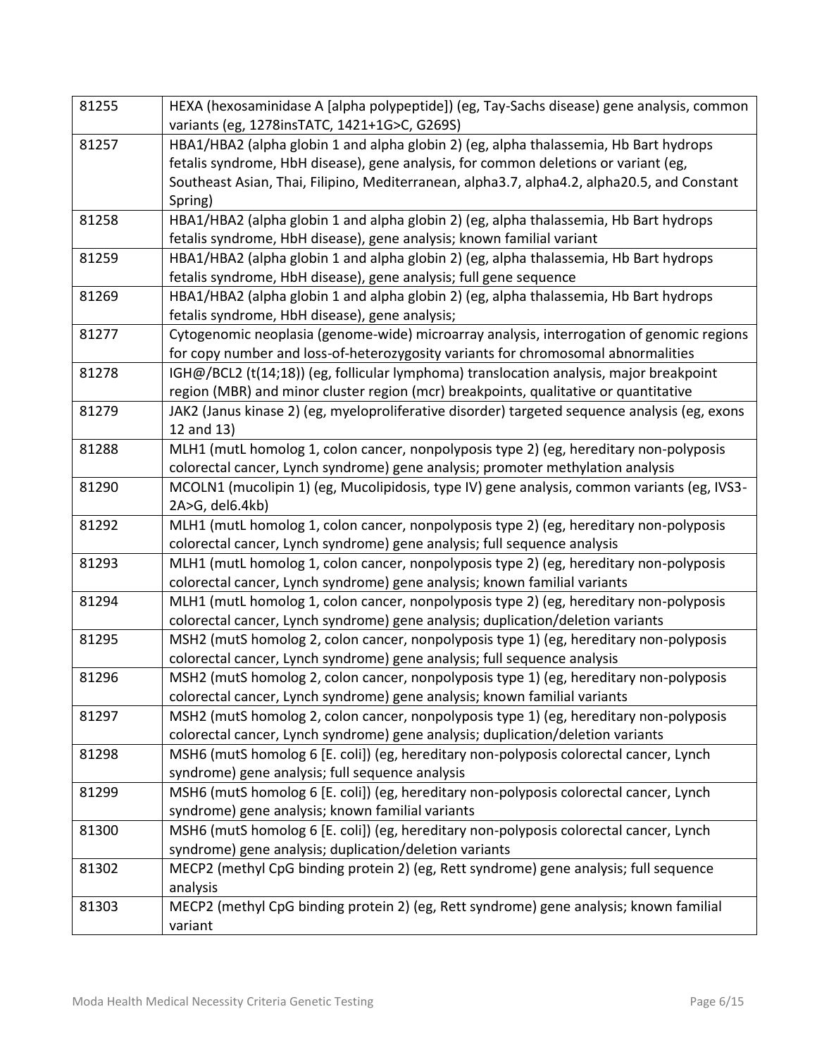| | |
|---|---|
| 81255 | HEXA (hexosaminidase A [alpha polypeptide]) (eg, Tay-Sachs disease) gene analysis, common variants (eg, 1278insTATC, 1421+1G>C, G269S) |
| 81257 | HBA1/HBA2 (alpha globin 1 and alpha globin 2) (eg, alpha thalassemia, Hb Bart hydrops fetalis syndrome, HbH disease), gene analysis, for common deletions or variant (eg, Southeast Asian, Thai, Filipino, Mediterranean, alpha3.7, alpha4.2, alpha20.5, and Constant Spring) |
| 81258 | HBA1/HBA2 (alpha globin 1 and alpha globin 2) (eg, alpha thalassemia, Hb Bart hydrops fetalis syndrome, HbH disease), gene analysis; known familial variant |
| 81259 | HBA1/HBA2 (alpha globin 1 and alpha globin 2) (eg, alpha thalassemia, Hb Bart hydrops fetalis syndrome, HbH disease), gene analysis; full gene sequence |
| 81269 | HBA1/HBA2 (alpha globin 1 and alpha globin 2) (eg, alpha thalassemia, Hb Bart hydrops fetalis syndrome, HbH disease), gene analysis; |
| 81277 | Cytogenomic neoplasia (genome-wide) microarray analysis, interrogation of genomic regions for copy number and loss-of-heterozygosity variants for chromosomal abnormalities |
| 81278 | IGH@/BCL2 (t(14;18)) (eg, follicular lymphoma) translocation analysis, major breakpoint region (MBR) and minor cluster region (mcr) breakpoints, qualitative or quantitative |
| 81279 | JAK2 (Janus kinase 2) (eg, myeloproliferative disorder) targeted sequence analysis (eg, exons 12 and 13) |
| 81288 | MLH1 (mutL homolog 1, colon cancer, nonpolyposis type 2) (eg, hereditary non-polyposis colorectal cancer, Lynch syndrome) gene analysis; promoter methylation analysis |
| 81290 | MCOLN1 (mucolipin 1) (eg, Mucolipidosis, type IV) gene analysis, common variants (eg, IVS3-2A>G, del6.4kb) |
| 81292 | MLH1 (mutL homolog 1, colon cancer, nonpolyposis type 2) (eg, hereditary non-polyposis colorectal cancer, Lynch syndrome) gene analysis; full sequence analysis |
| 81293 | MLH1 (mutL homolog 1, colon cancer, nonpolyposis type 2) (eg, hereditary non-polyposis colorectal cancer, Lynch syndrome) gene analysis; known familial variants |
| 81294 | MLH1 (mutL homolog 1, colon cancer, nonpolyposis type 2) (eg, hereditary non-polyposis colorectal cancer, Lynch syndrome) gene analysis; duplication/deletion variants |
| 81295 | MSH2 (mutS homolog 2, colon cancer, nonpolyposis type 1) (eg, hereditary non-polyposis colorectal cancer, Lynch syndrome) gene analysis; full sequence analysis |
| 81296 | MSH2 (mutS homolog 2, colon cancer, nonpolyposis type 1) (eg, hereditary non-polyposis colorectal cancer, Lynch syndrome) gene analysis; known familial variants |
| 81297 | MSH2 (mutS homolog 2, colon cancer, nonpolyposis type 1) (eg, hereditary non-polyposis colorectal cancer, Lynch syndrome) gene analysis; duplication/deletion variants |
| 81298 | MSH6 (mutS homolog 6 [E. coli]) (eg, hereditary non-polyposis colorectal cancer, Lynch syndrome) gene analysis; full sequence analysis |
| 81299 | MSH6 (mutS homolog 6 [E. coli]) (eg, hereditary non-polyposis colorectal cancer, Lynch syndrome) gene analysis; known familial variants |
| 81300 | MSH6 (mutS homolog 6 [E. coli]) (eg, hereditary non-polyposis colorectal cancer, Lynch syndrome) gene analysis; duplication/deletion variants |
| 81302 | MECP2 (methyl CpG binding protein 2) (eg, Rett syndrome) gene analysis; full sequence analysis |
| 81303 | MECP2 (methyl CpG binding protein 2) (eg, Rett syndrome) gene analysis; known familial variant |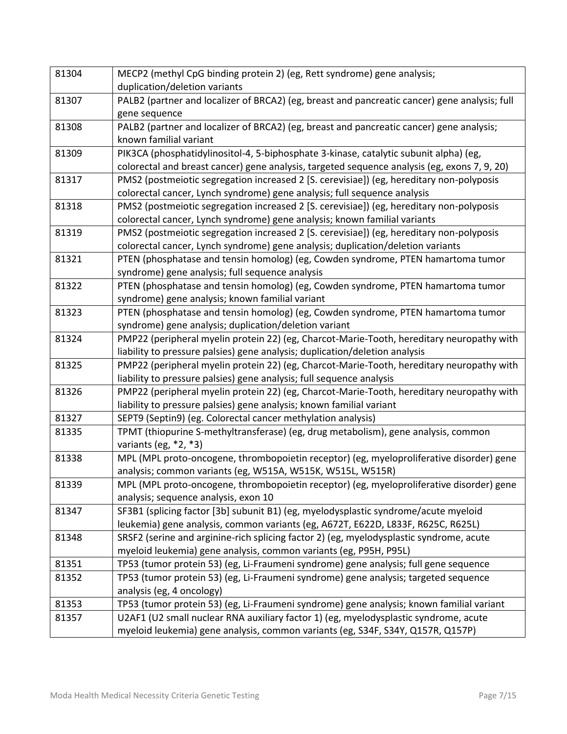| | |
|---|---|
| 81304 | MECP2 (methyl CpG binding protein 2) (eg, Rett syndrome) gene analysis; duplication/deletion variants |
| 81307 | PALB2 (partner and localizer of BRCA2) (eg, breast and pancreatic cancer) gene analysis; full gene sequence |
| 81308 | PALB2 (partner and localizer of BRCA2) (eg, breast and pancreatic cancer) gene analysis; known familial variant |
| 81309 | PIK3CA (phosphatidylinositol-4, 5-biphosphate 3-kinase, catalytic subunit alpha) (eg, colorectal and breast cancer) gene analysis, targeted sequence analysis (eg, exons 7, 9, 20) |
| 81317 | PMS2 (postmeiotic segregation increased 2 [S. cerevisiae]) (eg, hereditary non-polyposis colorectal cancer, Lynch syndrome) gene analysis; full sequence analysis |
| 81318 | PMS2 (postmeiotic segregation increased 2 [S. cerevisiae]) (eg, hereditary non-polyposis colorectal cancer, Lynch syndrome) gene analysis; known familial variants |
| 81319 | PMS2 (postmeiotic segregation increased 2 [S. cerevisiae]) (eg, hereditary non-polyposis colorectal cancer, Lynch syndrome) gene analysis; duplication/deletion variants |
| 81321 | PTEN (phosphatase and tensin homolog) (eg, Cowden syndrome, PTEN hamartoma tumor syndrome) gene analysis; full sequence analysis |
| 81322 | PTEN (phosphatase and tensin homolog) (eg, Cowden syndrome, PTEN hamartoma tumor syndrome) gene analysis; known familial variant |
| 81323 | PTEN (phosphatase and tensin homolog) (eg, Cowden syndrome, PTEN hamartoma tumor syndrome) gene analysis; duplication/deletion variant |
| 81324 | PMP22 (peripheral myelin protein 22) (eg, Charcot-Marie-Tooth, hereditary neuropathy with liability to pressure palsies) gene analysis; duplication/deletion analysis |
| 81325 | PMP22 (peripheral myelin protein 22) (eg, Charcot-Marie-Tooth, hereditary neuropathy with liability to pressure palsies) gene analysis; full sequence analysis |
| 81326 | PMP22 (peripheral myelin protein 22) (eg, Charcot-Marie-Tooth, hereditary neuropathy with liability to pressure palsies) gene analysis; known familial variant |
| 81327 | SEPT9 (Septin9) (eg. Colorectal cancer methylation analysis) |
| 81335 | TPMT (thiopurine S-methyltransferase) (eg, drug metabolism), gene analysis, common variants (eg, *2, *3) |
| 81338 | MPL (MPL proto-oncogene, thrombopoietin receptor) (eg, myeloproliferative disorder) gene analysis; common variants (eg, W515A, W515K, W515L, W515R) |
| 81339 | MPL (MPL proto-oncogene, thrombopoietin receptor) (eg, myeloproliferative disorder) gene analysis; sequence analysis, exon 10 |
| 81347 | SF3B1 (splicing factor [3b] subunit B1) (eg, myelodysplastic syndrome/acute myeloid leukemia) gene analysis, common variants (eg, A672T, E622D, L833F, R625C, R625L) |
| 81348 | SRSF2 (serine and arginine-rich splicing factor 2) (eg, myelodysplastic syndrome, acute myeloid leukemia) gene analysis, common variants (eg, P95H, P95L) |
| 81351 | TP53 (tumor protein 53) (eg, Li-Fraumeni syndrome) gene analysis; full gene sequence |
| 81352 | TP53 (tumor protein 53) (eg, Li-Fraumeni syndrome) gene analysis; targeted sequence analysis (eg, 4 oncology) |
| 81353 | TP53 (tumor protein 53) (eg, Li-Fraumeni syndrome) gene analysis; known familial variant |
| 81357 | U2AF1 (U2 small nuclear RNA auxiliary factor 1) (eg, myelodysplastic syndrome, acute myeloid leukemia) gene analysis, common variants (eg, S34F, S34Y, Q157R, Q157P) |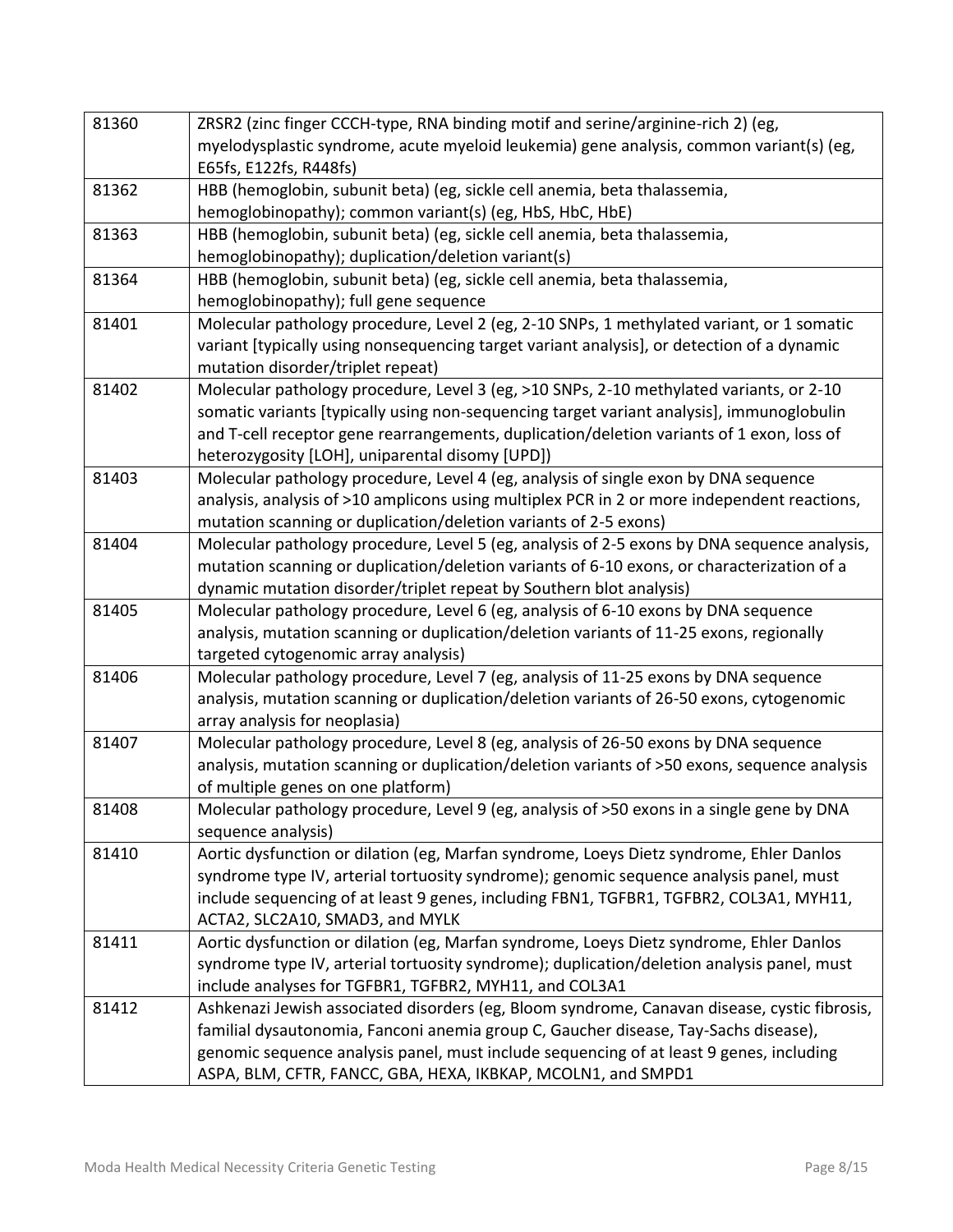| | |
|---|---|
| 81360 | ZRSR2 (zinc finger CCCH-type, RNA binding motif and serine/arginine-rich 2) (eg, myelodysplastic syndrome, acute myeloid leukemia) gene analysis, common variant(s) (eg, E65fs, E122fs, R448fs) |
| 81362 | HBB (hemoglobin, subunit beta) (eg, sickle cell anemia, beta thalassemia, hemoglobinopathy); common variant(s) (eg, HbS, HbC, HbE) |
| 81363 | HBB (hemoglobin, subunit beta) (eg, sickle cell anemia, beta thalassemia, hemoglobinopathy); duplication/deletion variant(s) |
| 81364 | HBB (hemoglobin, subunit beta) (eg, sickle cell anemia, beta thalassemia, hemoglobinopathy); full gene sequence |
| 81401 | Molecular pathology procedure, Level 2 (eg, 2-10 SNPs, 1 methylated variant, or 1 somatic variant [typically using nonsequencing target variant analysis], or detection of a dynamic mutation disorder/triplet repeat) |
| 81402 | Molecular pathology procedure, Level 3 (eg, >10 SNPs, 2-10 methylated variants, or 2-10 somatic variants [typically using non-sequencing target variant analysis], immunoglobulin and T-cell receptor gene rearrangements, duplication/deletion variants of 1 exon, loss of heterozygosity [LOH], uniparental disomy [UPD]) |
| 81403 | Molecular pathology procedure, Level 4 (eg, analysis of single exon by DNA sequence analysis, analysis of >10 amplicons using multiplex PCR in 2 or more independent reactions, mutation scanning or duplication/deletion variants of 2-5 exons) |
| 81404 | Molecular pathology procedure, Level 5 (eg, analysis of 2-5 exons by DNA sequence analysis, mutation scanning or duplication/deletion variants of 6-10 exons, or characterization of a dynamic mutation disorder/triplet repeat by Southern blot analysis) |
| 81405 | Molecular pathology procedure, Level 6 (eg, analysis of 6-10 exons by DNA sequence analysis, mutation scanning or duplication/deletion variants of 11-25 exons, regionally targeted cytogenomic array analysis) |
| 81406 | Molecular pathology procedure, Level 7 (eg, analysis of 11-25 exons by DNA sequence analysis, mutation scanning or duplication/deletion variants of 26-50 exons, cytogenomic array analysis for neoplasia) |
| 81407 | Molecular pathology procedure, Level 8 (eg, analysis of 26-50 exons by DNA sequence analysis, mutation scanning or duplication/deletion variants of >50 exons, sequence analysis of multiple genes on one platform) |
| 81408 | Molecular pathology procedure, Level 9 (eg, analysis of >50 exons in a single gene by DNA sequence analysis) |
| 81410 | Aortic dysfunction or dilation (eg, Marfan syndrome, Loeys Dietz syndrome, Ehler Danlos syndrome type IV, arterial tortuosity syndrome); genomic sequence analysis panel, must include sequencing of at least 9 genes, including FBN1, TGFBR1, TGFBR2, COL3A1, MYH11, ACTA2, SLC2A10, SMAD3, and MYLK |
| 81411 | Aortic dysfunction or dilation (eg, Marfan syndrome, Loeys Dietz syndrome, Ehler Danlos syndrome type IV, arterial tortuosity syndrome); duplication/deletion analysis panel, must include analyses for TGFBR1, TGFBR2, MYH11, and COL3A1 |
| 81412 | Ashkenazi Jewish associated disorders (eg, Bloom syndrome, Canavan disease, cystic fibrosis, familial dysautonomia, Fanconi anemia group C, Gaucher disease, Tay-Sachs disease), genomic sequence analysis panel, must include sequencing of at least 9 genes, including ASPA, BLM, CFTR, FANCC, GBA, HEXA, IKBKAP, MCOLN1, and SMPD1 |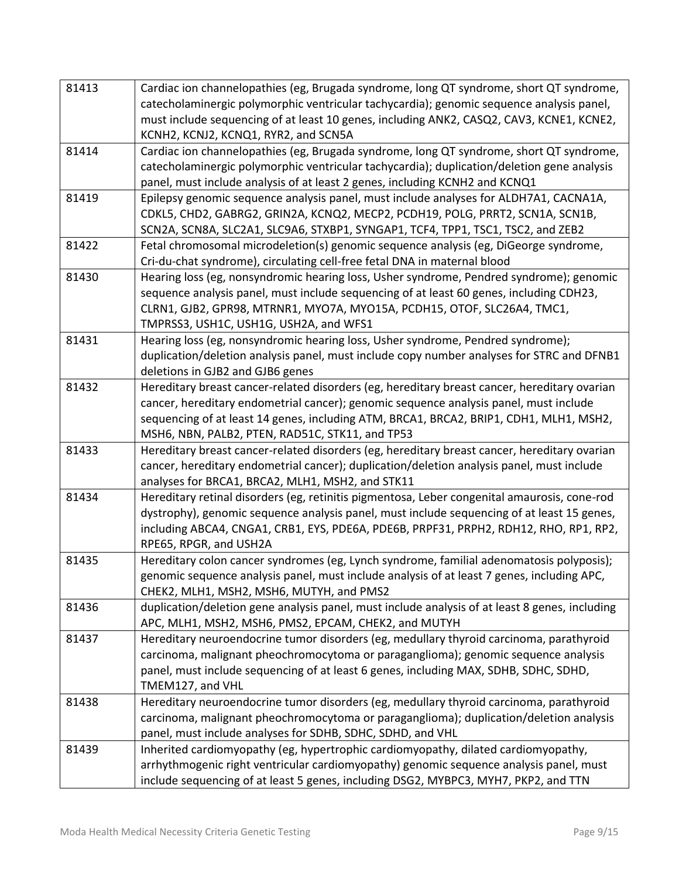| | |
|---|---|
| 81413 | Cardiac ion channelopathies (eg, Brugada syndrome, long QT syndrome, short QT syndrome, catecholaminergic polymorphic ventricular tachycardia); genomic sequence analysis panel, must include sequencing of at least 10 genes, including ANK2, CASQ2, CAV3, KCNE1, KCNE2, KCNH2, KCNJ2, KCNQ1, RYR2, and SCN5A |
| 81414 | Cardiac ion channelopathies (eg, Brugada syndrome, long QT syndrome, short QT syndrome, catecholaminergic polymorphic ventricular tachycardia); duplication/deletion gene analysis panel, must include analysis of at least 2 genes, including KCNH2 and KCNQ1 |
| 81419 | Epilepsy genomic sequence analysis panel, must include analyses for ALDH7A1, CACNA1A, CDKL5, CHD2, GABRG2, GRIN2A, KCNQ2, MECP2, PCDH19, POLG, PRRT2, SCN1A, SCN1B, SCN2A, SCN8A, SLC2A1, SLC9A6, STXBP1, SYNGAP1, TCF4, TPP1, TSC1, TSC2, and ZEB2 |
| 81422 | Fetal chromosomal microdeletion(s) genomic sequence analysis (eg, DiGeorge syndrome, Cri-du-chat syndrome), circulating cell-free fetal DNA in maternal blood |
| 81430 | Hearing loss (eg, nonsyndromic hearing loss, Usher syndrome, Pendred syndrome); genomic sequence analysis panel, must include sequencing of at least 60 genes, including CDH23, CLRN1, GJB2, GPR98, MTRNR1, MYO7A, MYO15A, PCDH15, OTOF, SLC26A4, TMC1, TMPRSS3, USH1C, USH1G, USH2A, and WFS1 |
| 81431 | Hearing loss (eg, nonsyndromic hearing loss, Usher syndrome, Pendred syndrome); duplication/deletion analysis panel, must include copy number analyses for STRC and DFNB1 deletions in GJB2 and GJB6 genes |
| 81432 | Hereditary breast cancer-related disorders (eg, hereditary breast cancer, hereditary ovarian cancer, hereditary endometrial cancer); genomic sequence analysis panel, must include sequencing of at least 14 genes, including ATM, BRCA1, BRCA2, BRIP1, CDH1, MLH1, MSH2, MSH6, NBN, PALB2, PTEN, RAD51C, STK11, and TP53 |
| 81433 | Hereditary breast cancer-related disorders (eg, hereditary breast cancer, hereditary ovarian cancer, hereditary endometrial cancer); duplication/deletion analysis panel, must include analyses for BRCA1, BRCA2, MLH1, MSH2, and STK11 |
| 81434 | Hereditary retinal disorders (eg, retinitis pigmentosa, Leber congenital amaurosis, cone-rod dystrophy), genomic sequence analysis panel, must include sequencing of at least 15 genes, including ABCA4, CNGA1, CRB1, EYS, PDE6A, PDE6B, PRPF31, PRPH2, RDH12, RHO, RP1, RP2, RPE65, RPGR, and USH2A |
| 81435 | Hereditary colon cancer syndromes (eg, Lynch syndrome, familial adenomatosis polyposis); genomic sequence analysis panel, must include analysis of at least 7 genes, including APC, CHEK2, MLH1, MSH2, MSH6, MUTYH, and PMS2 |
| 81436 | duplication/deletion gene analysis panel, must include analysis of at least 8 genes, including APC, MLH1, MSH2, MSH6, PMS2, EPCAM, CHEK2, and MUTYH |
| 81437 | Hereditary neuroendocrine tumor disorders (eg, medullary thyroid carcinoma, parathyroid carcinoma, malignant pheochromocytoma or paraganglioma); genomic sequence analysis panel, must include sequencing of at least 6 genes, including MAX, SDHB, SDHC, SDHD, TMEM127, and VHL |
| 81438 | Hereditary neuroendocrine tumor disorders (eg, medullary thyroid carcinoma, parathyroid carcinoma, malignant pheochromocytoma or paraganglioma); duplication/deletion analysis panel, must include analyses for SDHB, SDHC, SDHD, and VHL |
| 81439 | Inherited cardiomyopathy (eg, hypertrophic cardiomyopathy, dilated cardiomyopathy, arrhythmogenic right ventricular cardiomyopathy) genomic sequence analysis panel, must include sequencing of at least 5 genes, including DSG2, MYBPC3, MYH7, PKP2, and TTN |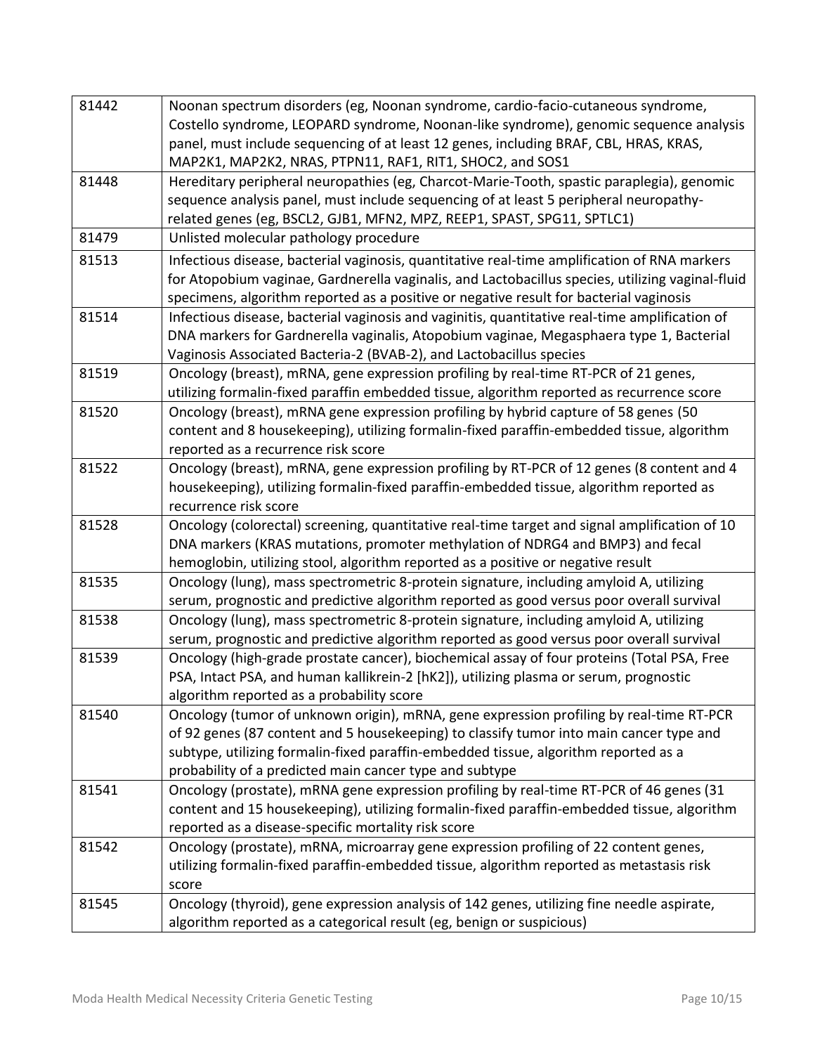| | |
|---|---|
| 81442 | Noonan spectrum disorders (eg, Noonan syndrome, cardio-facio-cutaneous syndrome, Costello syndrome, LEOPARD syndrome, Noonan-like syndrome), genomic sequence analysis panel, must include sequencing of at least 12 genes, including BRAF, CBL, HRAS, KRAS, MAP2K1, MAP2K2, NRAS, PTPN11, RAF1, RIT1, SHOC2, and SOS1 |
| 81448 | Hereditary peripheral neuropathies (eg, Charcot-Marie-Tooth, spastic paraplegia), genomic sequence analysis panel, must include sequencing of at least 5 peripheral neuropathy-related genes (eg, BSCL2, GJB1, MFN2, MPZ, REEP1, SPAST, SPG11, SPTLC1) |
| 81479 | Unlisted molecular pathology procedure |
| 81513 | Infectious disease, bacterial vaginosis, quantitative real-time amplification of RNA markers for Atopobium vaginae, Gardnerella vaginalis, and Lactobacillus species, utilizing vaginal-fluid specimens, algorithm reported as a positive or negative result for bacterial vaginosis |
| 81514 | Infectious disease, bacterial vaginosis and vaginitis, quantitative real-time amplification of DNA markers for Gardnerella vaginalis, Atopobium vaginae, Megasphaera type 1, Bacterial Vaginosis Associated Bacteria-2 (BVAB-2), and Lactobacillus species |
| 81519 | Oncology (breast), mRNA, gene expression profiling by real-time RT-PCR of 21 genes, utilizing formalin-fixed paraffin embedded tissue, algorithm reported as recurrence score |
| 81520 | Oncology (breast), mRNA gene expression profiling by hybrid capture of 58 genes (50 content and 8 housekeeping), utilizing formalin-fixed paraffin-embedded tissue, algorithm reported as a recurrence risk score |
| 81522 | Oncology (breast), mRNA, gene expression profiling by RT-PCR of 12 genes (8 content and 4 housekeeping), utilizing formalin-fixed paraffin-embedded tissue, algorithm reported as recurrence risk score |
| 81528 | Oncology (colorectal) screening, quantitative real-time target and signal amplification of 10 DNA markers (KRAS mutations, promoter methylation of NDRG4 and BMP3) and fecal hemoglobin, utilizing stool, algorithm reported as a positive or negative result |
| 81535 | Oncology (lung), mass spectrometric 8-protein signature, including amyloid A, utilizing serum, prognostic and predictive algorithm reported as good versus poor overall survival |
| 81538 | Oncology (lung), mass spectrometric 8-protein signature, including amyloid A, utilizing serum, prognostic and predictive algorithm reported as good versus poor overall survival |
| 81539 | Oncology (high-grade prostate cancer), biochemical assay of four proteins (Total PSA, Free PSA, Intact PSA, and human kallikrein-2 [hK2]), utilizing plasma or serum, prognostic algorithm reported as a probability score |
| 81540 | Oncology (tumor of unknown origin), mRNA, gene expression profiling by real-time RT-PCR of 92 genes (87 content and 5 housekeeping) to classify tumor into main cancer type and subtype, utilizing formalin-fixed paraffin-embedded tissue, algorithm reported as a probability of a predicted main cancer type and subtype |
| 81541 | Oncology (prostate), mRNA gene expression profiling by real-time RT-PCR of 46 genes (31 content and 15 housekeeping), utilizing formalin-fixed paraffin-embedded tissue, algorithm reported as a disease-specific mortality risk score |
| 81542 | Oncology (prostate), mRNA, microarray gene expression profiling of 22 content genes, utilizing formalin-fixed paraffin-embedded tissue, algorithm reported as metastasis risk score |
| 81545 | Oncology (thyroid), gene expression analysis of 142 genes, utilizing fine needle aspirate, algorithm reported as a categorical result (eg, benign or suspicious) |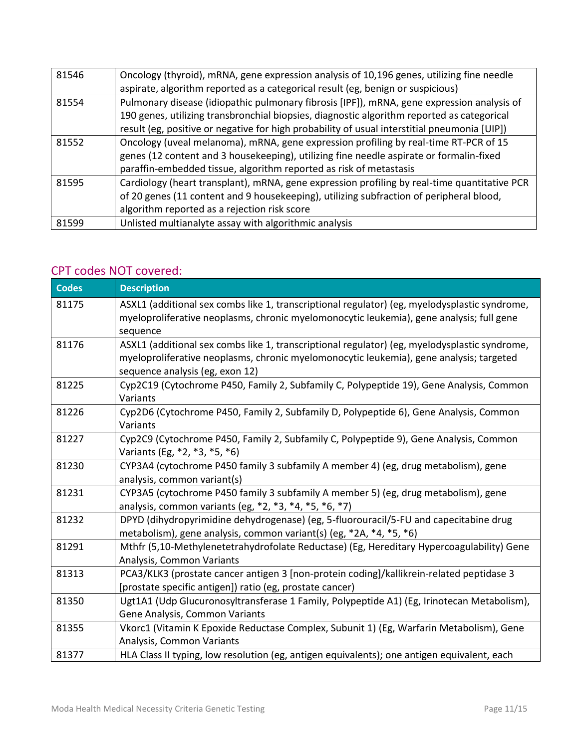| | |
|---|---|
| 81546 | Oncology (thyroid), mRNA, gene expression analysis of 10,196 genes, utilizing fine needle aspirate, algorithm reported as a categorical result (eg, benign or suspicious) |
| 81554 | Pulmonary disease (idiopathic pulmonary fibrosis [IPF]), mRNA, gene expression analysis of 190 genes, utilizing transbronchial biopsies, diagnostic algorithm reported as categorical result (eg, positive or negative for high probability of usual interstitial pneumonia [UIP]) |
| 81552 | Oncology (uveal melanoma), mRNA, gene expression profiling by real-time RT-PCR of 15 genes (12 content and 3 housekeeping), utilizing fine needle aspirate or formalin-fixed paraffin-embedded tissue, algorithm reported as risk of metastasis |
| 81595 | Cardiology (heart transplant), mRNA, gene expression profiling by real-time quantitative PCR of 20 genes (11 content and 9 housekeeping), utilizing subfraction of peripheral blood, algorithm reported as a rejection risk score |
| 81599 | Unlisted multianalyte assay with algorithmic analysis |

## CPT codes NOT covered:

| Codes | Description |
|---|---|
| 81175 | ASXL1 (additional sex combs like 1, transcriptional regulator) (eg, myelodysplastic syndrome, myeloproliferative neoplasms, chronic myelomonocytic leukemia), gene analysis; full gene sequence |
| 81176 | ASXL1 (additional sex combs like 1, transcriptional regulator) (eg, myelodysplastic syndrome, myeloproliferative neoplasms, chronic myelomonocytic leukemia), gene analysis; targeted sequence analysis (eg, exon 12) |
| 81225 | Cyp2C19 (Cytochrome P450, Family 2, Subfamily C, Polypeptide 19), Gene Analysis, Common Variants |
| 81226 | Cyp2D6 (Cytochrome P450, Family 2, Subfamily D, Polypeptide 6), Gene Analysis, Common Variants |
| 81227 | Cyp2C9 (Cytochrome P450, Family 2, Subfamily C, Polypeptide 9), Gene Analysis, Common Variants (Eg, *2, *3, *5, *6) |
| 81230 | CYP3A4 (cytochrome P450 family 3 subfamily A member 4) (eg, drug metabolism), gene analysis, common variant(s) |
| 81231 | CYP3A5 (cytochrome P450 family 3 subfamily A member 5) (eg, drug metabolism), gene analysis, common variants (eg, *2, *3, *4, *5, *6, *7) |
| 81232 | DPYD (dihydropyrimidine dehydrogenase) (eg, 5-fluorouracil/5-FU and capecitabine drug metabolism), gene analysis, common variant(s) (eg, *2A, *4, *5, *6) |
| 81291 | Mthfr (5,10-Methylenetetrahydrofolate Reductase) (Eg, Hereditary Hypercoagulability) Gene Analysis, Common Variants |
| 81313 | PCA3/KLK3 (prostate cancer antigen 3 [non-protein coding]/kallikrein-related peptidase 3 [prostate specific antigen]) ratio (eg, prostate cancer) |
| 81350 | Ugt1A1 (Udp Glucuronosyltransferase 1 Family, Polypeptide A1) (Eg, Irinotecan Metabolism), Gene Analysis, Common Variants |
| 81355 | Vkorc1 (Vitamin K Epoxide Reductase Complex, Subunit 1) (Eg, Warfarin Metabolism), Gene Analysis, Common Variants |
| 81377 | HLA Class II typing, low resolution (eg, antigen equivalents); one antigen equivalent, each |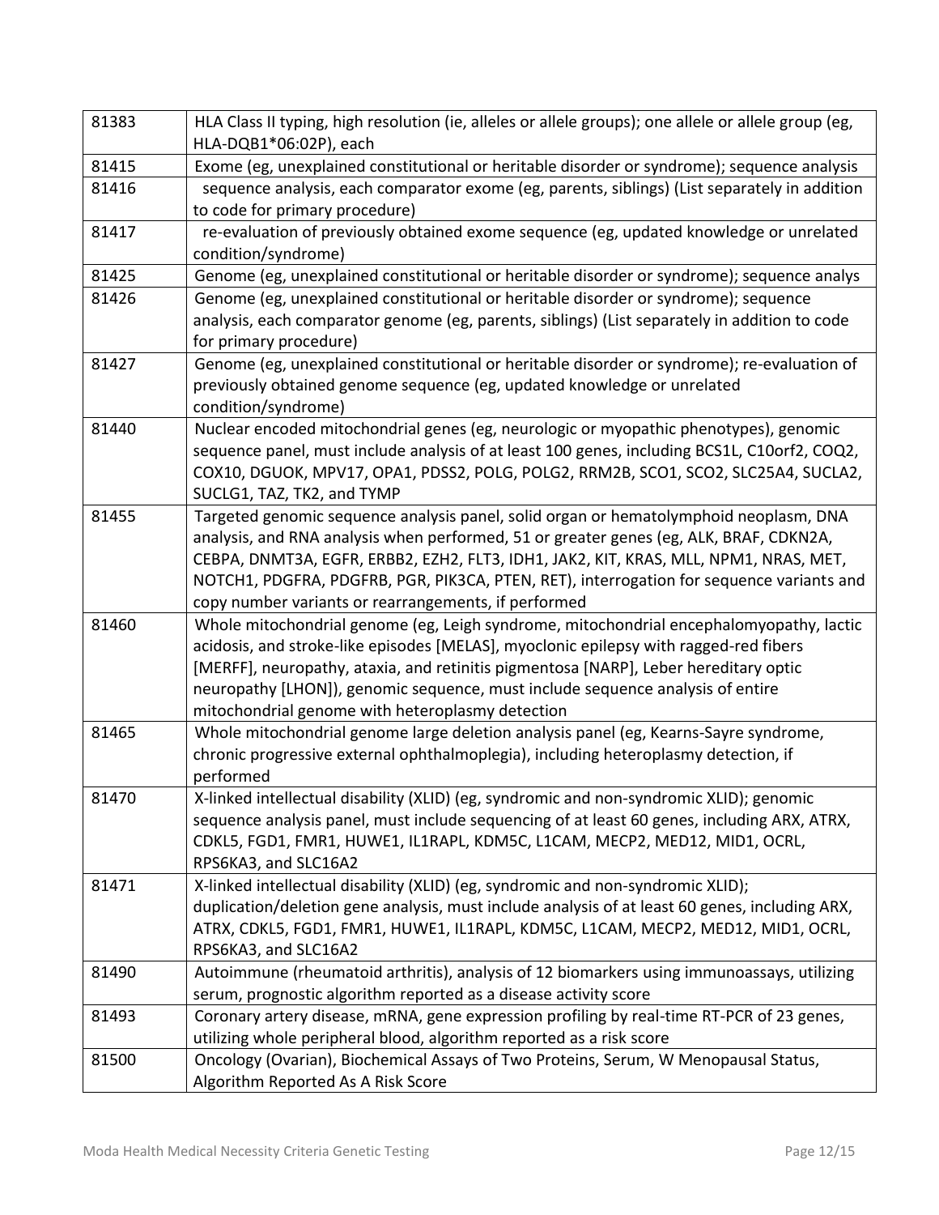| | |
|---|---|
| 81383 | HLA Class II typing, high resolution (ie, alleles or allele groups); one allele or allele group (eg, HLA-DQB1*06:02P), each |
| 81415 | Exome (eg, unexplained constitutional or heritable disorder or syndrome); sequence analysis |
| 81416 | sequence analysis, each comparator exome (eg, parents, siblings) (List separately in addition to code for primary procedure) |
| 81417 | re-evaluation of previously obtained exome sequence (eg, updated knowledge or unrelated condition/syndrome) |
| 81425 | Genome (eg, unexplained constitutional or heritable disorder or syndrome); sequence analys |
| 81426 | Genome (eg, unexplained constitutional or heritable disorder or syndrome); sequence analysis, each comparator genome (eg, parents, siblings) (List separately in addition to code for primary procedure) |
| 81427 | Genome (eg, unexplained constitutional or heritable disorder or syndrome); re-evaluation of previously obtained genome sequence (eg, updated knowledge or unrelated condition/syndrome) |
| 81440 | Nuclear encoded mitochondrial genes (eg, neurologic or myopathic phenotypes), genomic sequence panel, must include analysis of at least 100 genes, including BCS1L, C10orf2, COQ2, COX10, DGUOK, MPV17, OPA1, PDSS2, POLG, POLG2, RRM2B, SCO1, SCO2, SLC25A4, SUCLA2, SUCLG1, TAZ, TK2, and TYMP |
| 81455 | Targeted genomic sequence analysis panel, solid organ or hematolymphoid neoplasm, DNA analysis, and RNA analysis when performed, 51 or greater genes (eg, ALK, BRAF, CDKN2A, CEBPA, DNMT3A, EGFR, ERBB2, EZH2, FLT3, IDH1, JAK2, KIT, KRAS, MLL, NPM1, NRAS, MET, NOTCH1, PDGFRA, PDGFRB, PGR, PIK3CA, PTEN, RET), interrogation for sequence variants and copy number variants or rearrangements, if performed |
| 81460 | Whole mitochondrial genome (eg, Leigh syndrome, mitochondrial encephalomyopathy, lactic acidosis, and stroke-like episodes [MELAS], myoclonic epilepsy with ragged-red fibers [MERFF], neuropathy, ataxia, and retinitis pigmentosa [NARP], Leber hereditary optic neuropathy [LHON]), genomic sequence, must include sequence analysis of entire mitochondrial genome with heteroplasmy detection |
| 81465 | Whole mitochondrial genome large deletion analysis panel (eg, Kearns-Sayre syndrome, chronic progressive external ophthalmoplegia), including heteroplasmy detection, if performed |
| 81470 | X-linked intellectual disability (XLID) (eg, syndromic and non-syndromic XLID); genomic sequence analysis panel, must include sequencing of at least 60 genes, including ARX, ATRX, CDKL5, FGD1, FMR1, HUWE1, IL1RAPL, KDM5C, L1CAM, MECP2, MED12, MID1, OCRL, RPS6KA3, and SLC16A2 |
| 81471 | X-linked intellectual disability (XLID) (eg, syndromic and non-syndromic XLID); duplication/deletion gene analysis, must include analysis of at least 60 genes, including ARX, ATRX, CDKL5, FGD1, FMR1, HUWE1, IL1RAPL, KDM5C, L1CAM, MECP2, MED12, MID1, OCRL, RPS6KA3, and SLC16A2 |
| 81490 | Autoimmune (rheumatoid arthritis), analysis of 12 biomarkers using immunoassays, utilizing serum, prognostic algorithm reported as a disease activity score |
| 81493 | Coronary artery disease, mRNA, gene expression profiling by real-time RT-PCR of 23 genes, utilizing whole peripheral blood, algorithm reported as a risk score |
| 81500 | Oncology (Ovarian), Biochemical Assays of Two Proteins, Serum, W Menopausal Status, Algorithm Reported As A Risk Score |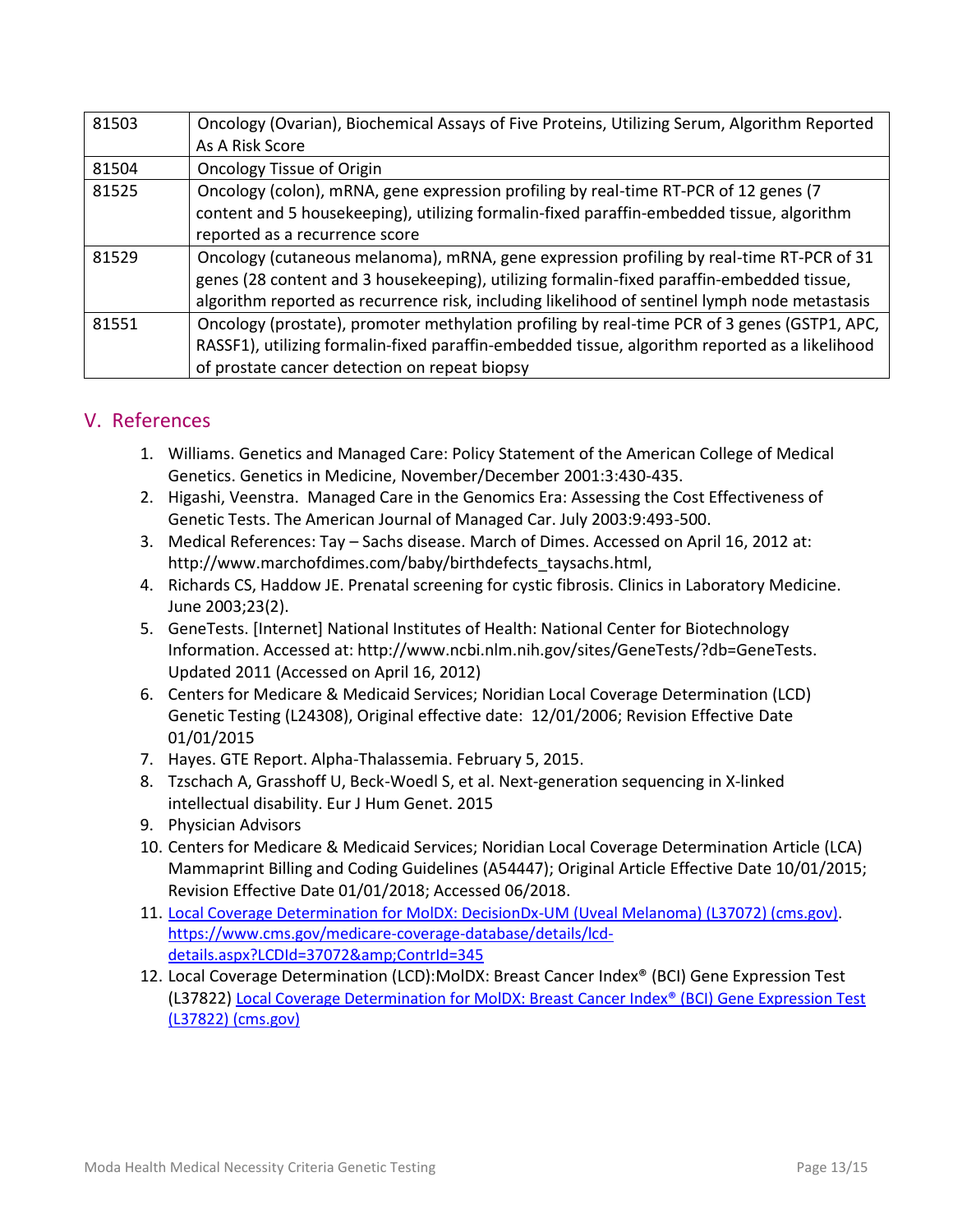| 81503 | Oncology (Ovarian), Biochemical Assays of Five Proteins, Utilizing Serum, Algorithm Reported As A Risk Score |
|---|---|
| 81504 | Oncology Tissue of Origin |
| 81525 | Oncology (colon), mRNA, gene expression profiling by real-time RT-PCR of 12 genes (7 content and 5 housekeeping), utilizing formalin-fixed paraffin-embedded tissue, algorithm reported as a recurrence score |
| 81529 | Oncology (cutaneous melanoma), mRNA, gene expression profiling by real-time RT-PCR of 31 genes (28 content and 3 housekeeping), utilizing formalin-fixed paraffin-embedded tissue, algorithm reported as recurrence risk, including likelihood of sentinel lymph node metastasis |
| 81551 | Oncology (prostate), promoter methylation profiling by real-time PCR of 3 genes (GSTP1, APC, RASSF1), utilizing formalin-fixed paraffin-embedded tissue, algorithm reported as a likelihood of prostate cancer detection on repeat biopsy |

## V. References

1. Williams. Genetics and Managed Care: Policy Statement of the American College of Medical Genetics. Genetics in Medicine, November/December 2001:3:430-435.
2. Higashi, Veenstra. Managed Care in the Genomics Era: Assessing the Cost Effectiveness of Genetic Tests. The American Journal of Managed Car. July 2003:9:493-500.
3. Medical References: Tay – Sachs disease. March of Dimes. Accessed on April 16, 2012 at: http://www.marchofdimes.com/baby/birthdefects_taysachs.html,
4. Richards CS, Haddow JE. Prenatal screening for cystic fibrosis. Clinics in Laboratory Medicine. June 2003;23(2).
5. GeneTests. [Internet] National Institutes of Health: National Center for Biotechnology Information. Accessed at: http://www.ncbi.nlm.nih.gov/sites/GeneTests/?db=GeneTests. Updated 2011 (Accessed on April 16, 2012)
6. Centers for Medicare & Medicaid Services; Noridian Local Coverage Determination (LCD) Genetic Testing (L24308), Original effective date: 12/01/2006; Revision Effective Date 01/01/2015
7. Hayes. GTE Report. Alpha-Thalassemia. February 5, 2015.
8. Tzschach A, Grasshoff U, Beck-Woedl S, et al. Next-generation sequencing in X-linked intellectual disability. Eur J Hum Genet. 2015
9. Physician Advisors
10. Centers for Medicare & Medicaid Services; Noridian Local Coverage Determination Article (LCA) Mammaprint Billing and Coding Guidelines (A54447); Original Article Effective Date 10/01/2015; Revision Effective Date 01/01/2018; Accessed 06/2018.
11. [Local Coverage Determination for MolDX: DecisionDx-UM (Uveal Melanoma) (L37072) (cms.gov)](https://www.cms.gov/medicare-coverage-database/details/lcd-details.aspx?LCDId=37072&amp;ContrId=345). https://www.cms.gov/medicare-coverage-database/details/lcd-details.aspx?LCDId=37072&amp;ContrId=345
12. Local Coverage Determination (LCD):MolDX: Breast Cancer Index® (BCI) Gene Expression Test (L37822) Local Coverage Determination for MolDX: Breast Cancer Index® (BCI) Gene Expression Test (L37822) (cms.gov)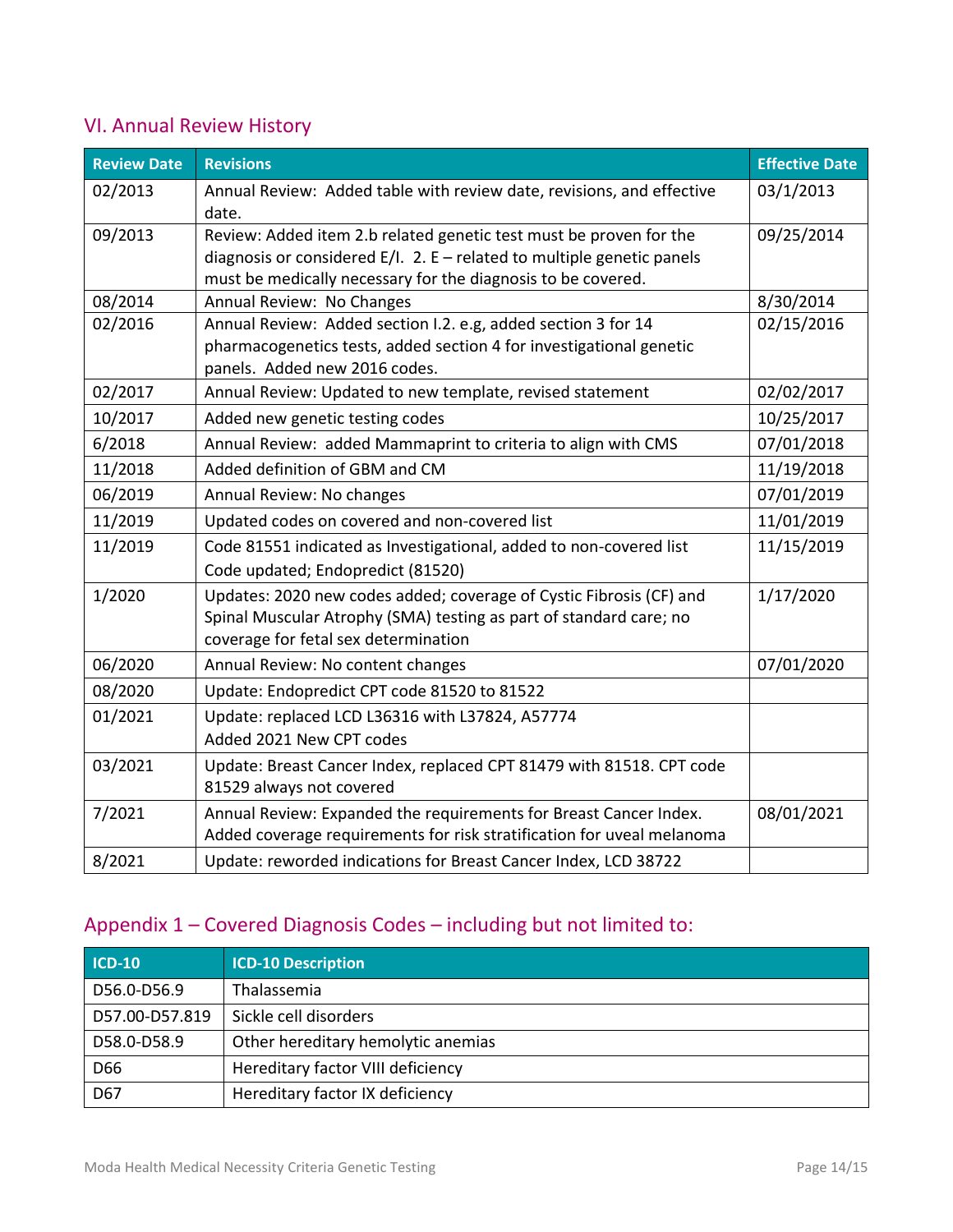## VI. Annual Review History

| Review Date | Revisions | Effective Date |
|---|---|---|
| 02/2013 | Annual Review: Added table with review date, revisions, and effective date. | 03/1/2013 |
| 09/2013 | Review: Added item 2.b related genetic test must be proven for the diagnosis or considered E/I. 2. E – related to multiple genetic panels must be medically necessary for the diagnosis to be covered. | 09/25/2014 |
| 08/2014 | Annual Review: No Changes | 8/30/2014 |
| 02/2016 | Annual Review: Added section I.2. e.g, added section 3 for 14 pharmacogenetics tests, added section 4 for investigational genetic panels. Added new 2016 codes. | 02/15/2016 |
| 02/2017 | Annual Review: Updated to new template, revised statement | 02/02/2017 |
| 10/2017 | Added new genetic testing codes | 10/25/2017 |
| 6/2018 | Annual Review: added Mammaprint to criteria to align with CMS | 07/01/2018 |
| 11/2018 | Added definition of GBM and CM | 11/19/2018 |
| 06/2019 | Annual Review: No changes | 07/01/2019 |
| 11/2019 | Updated codes on covered and non-covered list | 11/01/2019 |
| 11/2019 | Code 81551 indicated as Investigational, added to non-covered list<br>Code updated; Endopredict (81520) | 11/15/2019 |
| 1/2020 | Updates: 2020 new codes added; coverage of Cystic Fibrosis (CF) and Spinal Muscular Atrophy (SMA) testing as part of standard care; no coverage for fetal sex determination | 1/17/2020 |
| 06/2020 | Annual Review: No content changes | 07/01/2020 |
| 08/2020 | Update: Endopredict CPT code 81520 to 81522 | |
| 01/2021 | Update: replaced LCD L36316 with L37824, A57774<br>Added 2021 New CPT codes | |
| 03/2021 | Update: Breast Cancer Index, replaced CPT 81479 with 81518. CPT code 81529 always not covered | |
| 7/2021 | Annual Review: Expanded the requirements for Breast Cancer Index. Added coverage requirements for risk stratification for uveal melanoma | 08/01/2021 |
| 8/2021 | Update: reworded indications for Breast Cancer Index, LCD 38722 | |

## Appendix 1 – Covered Diagnosis Codes – including but not limited to:

| ICD-10 | ICD-10 Description |
|---|---|
| D56.0-D56.9 | Thalassemia |
| D57.00-D57.819 | Sickle cell disorders |
| D58.0-D58.9 | Other hereditary hemolytic anemias |
| D66 | Hereditary factor VIII deficiency |
| D67 | Hereditary factor IX deficiency |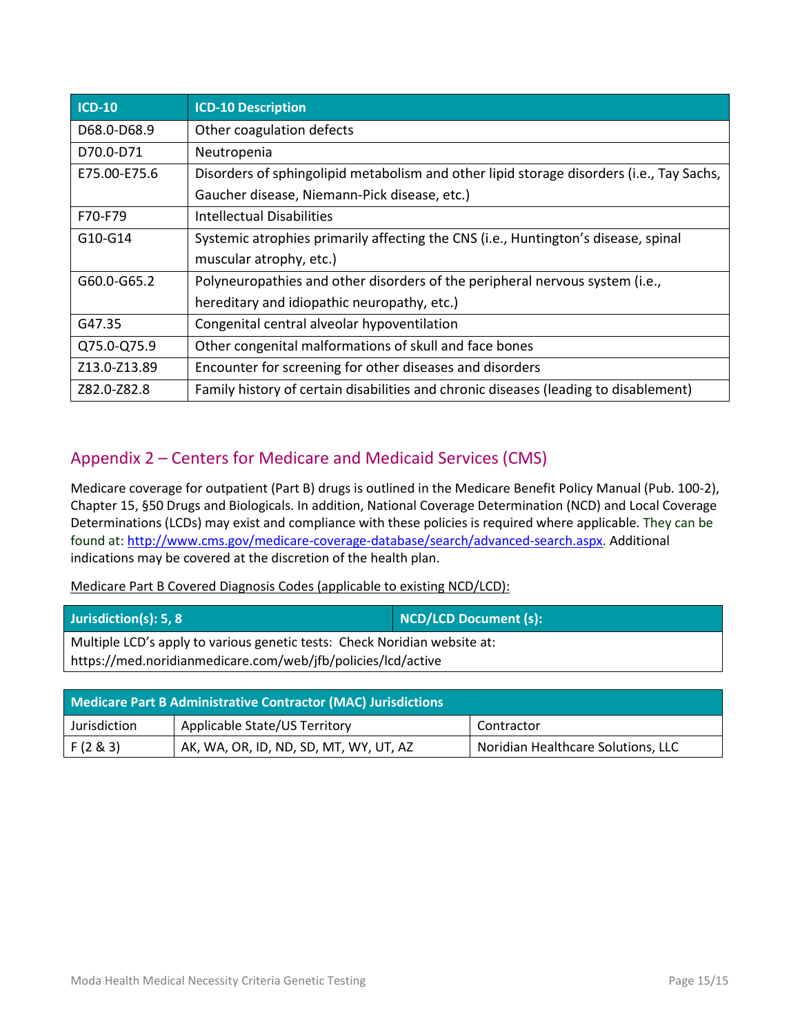| ICD-10 | ICD-10 Description |
|---|---|
| D68.0-D68.9 | Other coagulation defects |
| D70.0-D71 | Neutropenia |
| E75.00-E75.6 | Disorders of sphingolipid metabolism and other lipid storage disorders (i.e., Tay Sachs, Gaucher disease, Niemann-Pick disease, etc.) |
| F70-F79 | Intellectual Disabilities |
| G10-G14 | Systemic atrophies primarily affecting the CNS (i.e., Huntington's disease, spinal muscular atrophy, etc.) |
| G60.0-G65.2 | Polyneuropathies and other disorders of the peripheral nervous system (i.e., hereditary and idiopathic neuropathy, etc.) |
| G47.35 | Congenital central alveolar hypoventilation |
| Q75.0-Q75.9 | Other congenital malformations of skull and face bones |
| Z13.0-Z13.89 | Encounter for screening for other diseases and disorders |
| Z82.0-Z82.8 | Family history of certain disabilities and chronic diseases (leading to disablement) |

## Appendix 2 – Centers for Medicare and Medicaid Services (CMS)

Medicare coverage for outpatient (Part B) drugs is outlined in the Medicare Benefit Policy Manual (Pub. 100-2), Chapter 15, §50 Drugs and Biologicals. In addition, National Coverage Determination (NCD) and Local Coverage Determinations (LCDs) may exist and compliance with these policies is required where applicable. They can be found at: http://www.cms.gov/medicare-coverage-database/search/advanced-search.aspx. Additional indications may be covered at the discretion of the health plan.

Medicare Part B Covered Diagnosis Codes (applicable to existing NCD/LCD):

| Jurisdiction(s): 5, 8 | NCD/LCD Document (s): |
|---|---|
| Multiple LCD's apply to various genetic tests: Check Noridian website at: https://med.noridianmedicare.com/web/jfb/policies/lcd/active | |

| Medicare Part B Administrative Contractor (MAC) Jurisdictions | | |
|---|---|---|
| Jurisdiction | Applicable State/US Territory | Contractor |
| F (2 & 3) | AK, WA, OR, ID, ND, SD, MT, WY, UT, AZ | Noridian Healthcare Solutions, LLC |